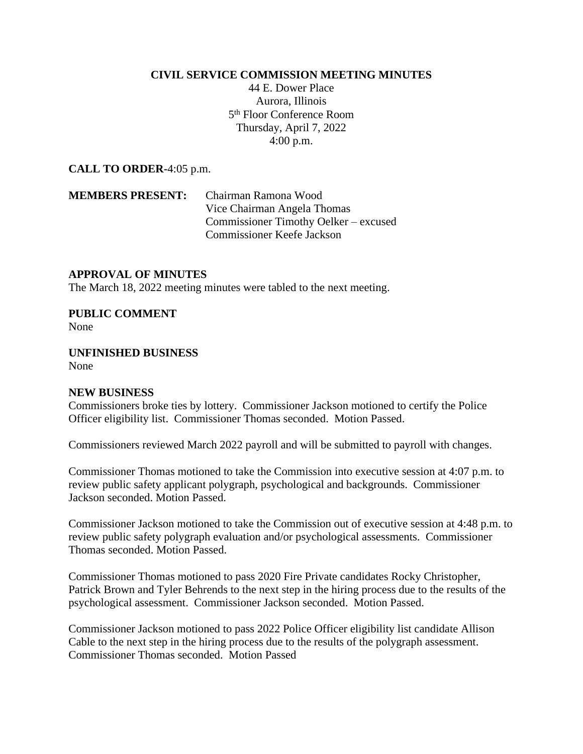**CIVIL SERVICE COMMISSION MEETING MINUTES**

44 E. Dower Place
Aurora, Illinois
5th Floor Conference Room
Thursday, April 7, 2022
4:00 p.m.

**CALL TO ORDER**-4:05 p.m.

**MEMBERS PRESENT:** Chairman Ramona Wood
Vice Chairman Angela Thomas
Commissioner Timothy Oelker – excused
Commissioner Keefe Jackson

**APPROVAL OF MINUTES**

The March 18, 2022 meeting minutes were tabled to the next meeting.

**PUBLIC COMMENT**

None

**UNFINISHED BUSINESS**

None

**NEW BUSINESS**

Commissioners broke ties by lottery. Commissioner Jackson motioned to certify the Police Officer eligibility list. Commissioner Thomas seconded. Motion Passed.

Commissioners reviewed March 2022 payroll and will be submitted to payroll with changes.

Commissioner Thomas motioned to take the Commission into executive session at 4:07 p.m. to review public safety applicant polygraph, psychological and backgrounds. Commissioner Jackson seconded. Motion Passed.

Commissioner Jackson motioned to take the Commission out of executive session at 4:48 p.m. to review public safety polygraph evaluation and/or psychological assessments. Commissioner Thomas seconded. Motion Passed.

Commissioner Thomas motioned to pass 2020 Fire Private candidates Rocky Christopher, Patrick Brown and Tyler Behrends to the next step in the hiring process due to the results of the psychological assessment. Commissioner Jackson seconded. Motion Passed.

Commissioner Jackson motioned to pass 2022 Police Officer eligibility list candidate Allison Cable to the next step in the hiring process due to the results of the polygraph assessment. Commissioner Thomas seconded. Motion Passed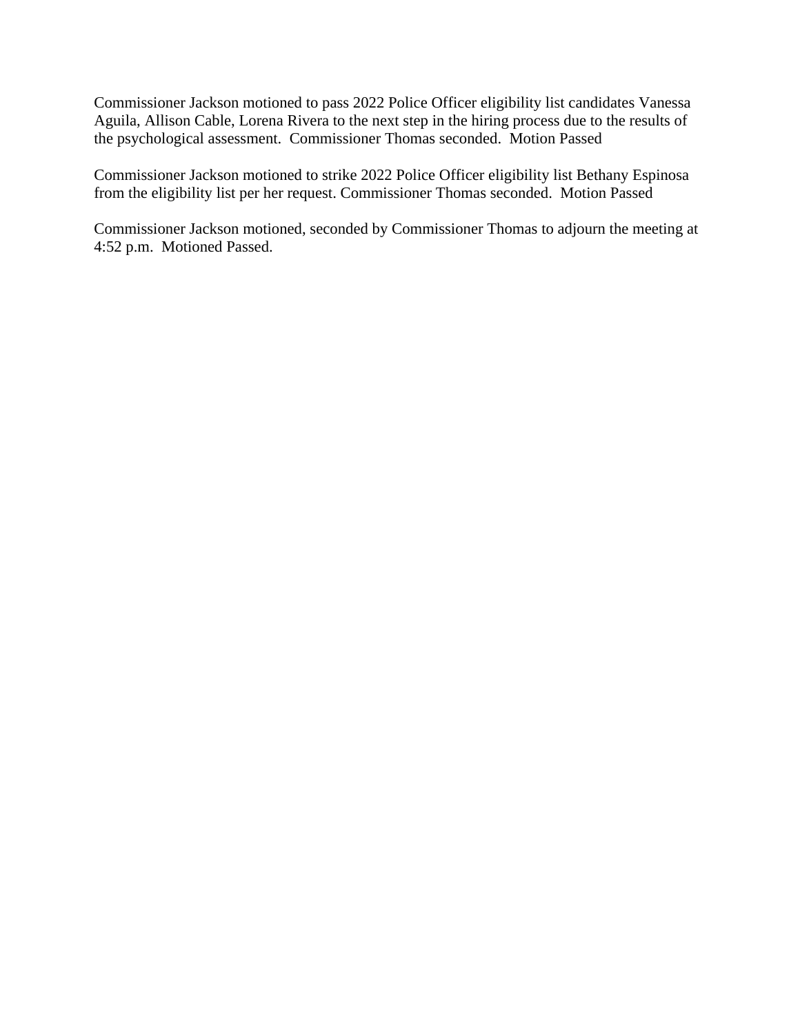Commissioner Jackson motioned to pass 2022 Police Officer eligibility list candidates Vanessa Aguila, Allison Cable, Lorena Rivera to the next step in the hiring process due to the results of the psychological assessment. Commissioner Thomas seconded. Motion Passed

Commissioner Jackson motioned to strike 2022 Police Officer eligibility list Bethany Espinosa from the eligibility list per her request. Commissioner Thomas seconded. Motion Passed

Commissioner Jackson motioned, seconded by Commissioner Thomas to adjourn the meeting at 4:52 p.m. Motioned Passed.